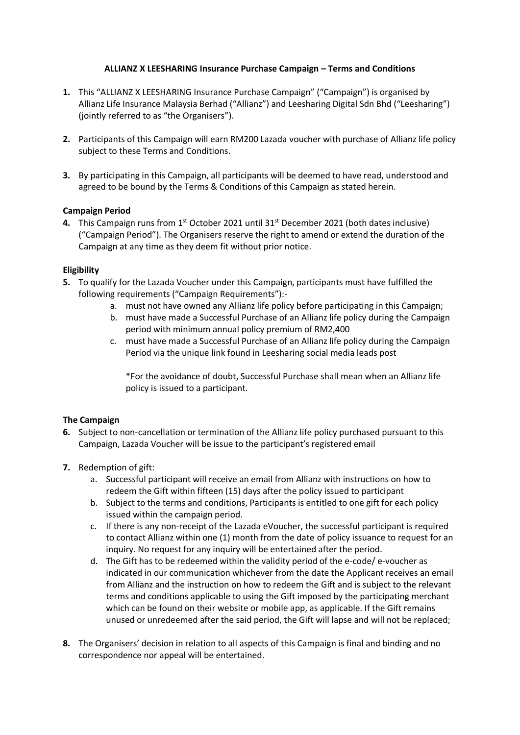**ALLIANZ X LEESHARING Insurance Purchase Campaign – Terms and Conditions**

1. This "ALLIANZ X LEESHARING Insurance Purchase Campaign" ("Campaign") is organised by Allianz Life Insurance Malaysia Berhad ("Allianz") and Leesharing Digital Sdn Bhd ("Leesharing") (jointly referred to as "the Organisers").

2. Participants of this Campaign will earn RM200 Lazada voucher with purchase of Allianz life policy subject to these Terms and Conditions.

3. By participating in this Campaign, all participants will be deemed to have read, understood and agreed to be bound by the Terms & Conditions of this Campaign as stated herein.

**Campaign Period**

4. This Campaign runs from 1st October 2021 until 31st December 2021 (both dates inclusive) ("Campaign Period"). The Organisers reserve the right to amend or extend the duration of the Campaign at any time as they deem fit without prior notice.

**Eligibility**

5. To qualify for the Lazada Voucher under this Campaign, participants must have fulfilled the following requirements ("Campaign Requirements"):-
   a. must not have owned any Allianz life policy before participating in this Campaign;
   b. must have made a Successful Purchase of an Allianz life policy during the Campaign period with minimum annual policy premium of RM2,400
   c. must have made a Successful Purchase of an Allianz life policy during the Campaign Period via the unique link found in Leesharing social media leads post

   *For the avoidance of doubt, Successful Purchase shall mean when an Allianz life policy is issued to a participant.

**The Campaign**

6. Subject to non-cancellation or termination of the Allianz life policy purchased pursuant to this Campaign, Lazada Voucher will be issue to the participant's registered email

7. Redemption of gift:
   a. Successful participant will receive an email from Allianz with instructions on how to redeem the Gift within fifteen (15) days after the policy issued to participant
   b. Subject to the terms and conditions, Participants is entitled to one gift for each policy issued within the campaign period.
   c. If there is any non-receipt of the Lazada eVoucher, the successful participant is required to contact Allianz within one (1) month from the date of policy issuance to request for an inquiry. No request for any inquiry will be entertained after the period.
   d. The Gift has to be redeemed within the validity period of the e-code/ e-voucher as indicated in our communication whichever from the date the Applicant receives an email from Allianz and the instruction on how to redeem the Gift and is subject to the relevant terms and conditions applicable to using the Gift imposed by the participating merchant which can be found on their website or mobile app, as applicable. If the Gift remains unused or unredeemed after the said period, the Gift will lapse and will not be replaced;

8. The Organisers' decision in relation to all aspects of this Campaign is final and binding and no correspondence nor appeal will be entertained.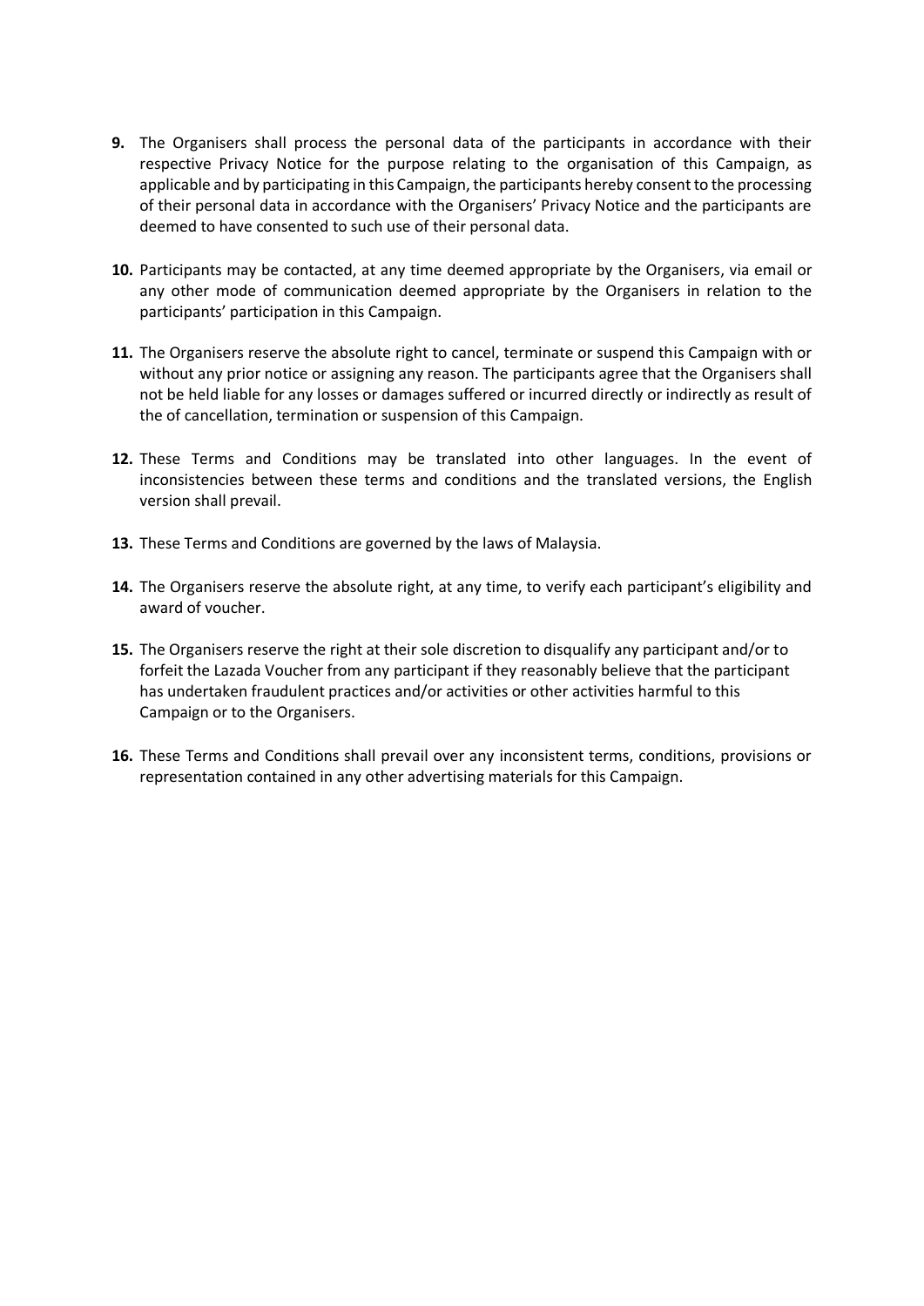**9.** The Organisers shall process the personal data of the participants in accordance with their respective Privacy Notice for the purpose relating to the organisation of this Campaign, as applicable and by participating in this Campaign, the participants hereby consent to the processing of their personal data in accordance with the Organisers' Privacy Notice and the participants are deemed to have consented to such use of their personal data.

**10.** Participants may be contacted, at any time deemed appropriate by the Organisers, via email or any other mode of communication deemed appropriate by the Organisers in relation to the participants' participation in this Campaign.

**11.** The Organisers reserve the absolute right to cancel, terminate or suspend this Campaign with or without any prior notice or assigning any reason. The participants agree that the Organisers shall not be held liable for any losses or damages suffered or incurred directly or indirectly as result of the of cancellation, termination or suspension of this Campaign.

**12.** These Terms and Conditions may be translated into other languages. In the event of inconsistencies between these terms and conditions and the translated versions, the English version shall prevail.

**13.** These Terms and Conditions are governed by the laws of Malaysia.

**14.** The Organisers reserve the absolute right, at any time, to verify each participant's eligibility and award of voucher.

**15.** The Organisers reserve the right at their sole discretion to disqualify any participant and/or to forfeit the Lazada Voucher from any participant if they reasonably believe that the participant has undertaken fraudulent practices and/or activities or other activities harmful to this Campaign or to the Organisers.

**16.** These Terms and Conditions shall prevail over any inconsistent terms, conditions, provisions or representation contained in any other advertising materials for this Campaign.